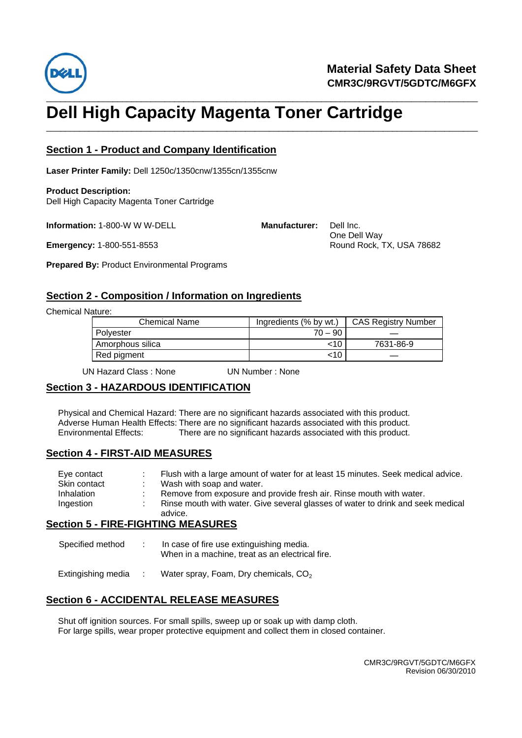**Material Safety Data Sheet**
**CMR3C/9RGVT/5GDTC/M6GFX**

# Dell High Capacity Magenta Toner Cartridge

## Section 1 - Product and Company Identification

**Laser Printer Family:** Dell 1250c/1350cnw/1355cn/1355cnw

**Product Description:**
Dell High Capacity Magenta Toner Cartridge

**Information:** 1-800-W W W-DELL

**Emergency:** 1-800-551-8553

**Prepared By:** Product Environmental Programs

**Manufacturer:** Dell Inc.
One Dell Way
Round Rock, TX, USA 78682

## Section 2 - Composition / Information on Ingredients

Chemical Nature:

| Chemical Name | Ingredients (% by wt.) | CAS Registry Number |
|---|---|---|
| Polyester | 70 – 90 | — |
| Amorphous silica | <10 | 7631-86-9 |
| Red pigment | <10 | — |

UN Hazard Class : None UN Number : None

## Section 3 - HAZARDOUS IDENTIFICATION

Physical and Chemical Hazard: There are no significant hazards associated with this product.
Adverse Human Health Effects: There are no significant hazards associated with this product.
Environmental Effects: There are no significant hazards associated with this product.

## Section 4 - FIRST-AID MEASURES

Eye contact : Flush with a large amount of water for at least 15 minutes. Seek medical advice.
Skin contact : Wash with soap and water.
Inhalation : Remove from exposure and provide fresh air. Rinse mouth with water.
Ingestion : Rinse mouth with water. Give several glasses of water to drink and seek medical advice.

## Section 5 - FIRE-FIGHTING MEASURES

Specified method : In case of fire use extinguishing media.
When in a machine, treat as an electrical fire.

Extingishing media : Water spray, Foam, Dry chemicals, $CO_2$

## Section 6 - ACCIDENTAL RELEASE MEASURES

Shut off ignition sources. For small spills, sweep up or soak up with damp cloth.
For large spills, wear proper protective equipment and collect them in closed container.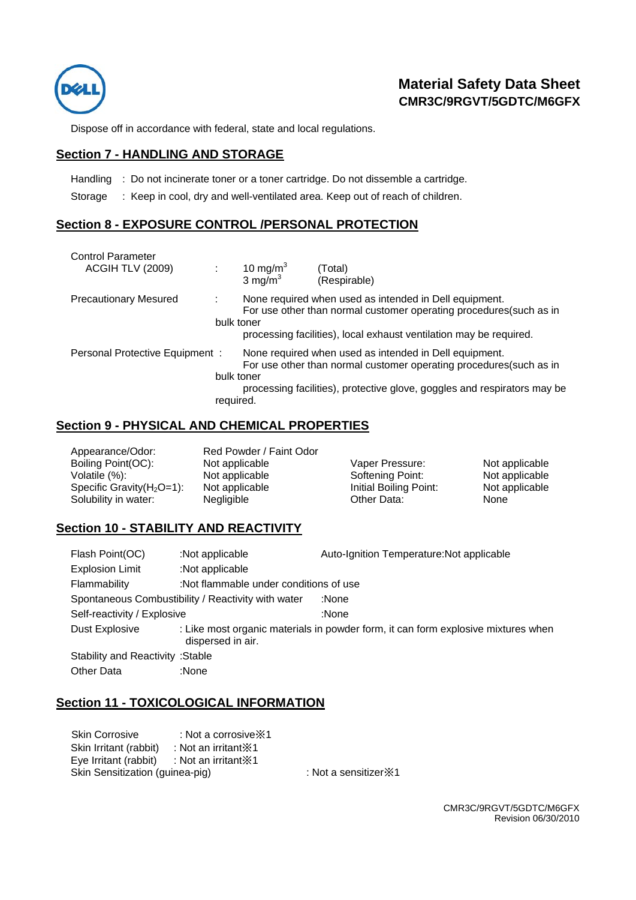Dispose off in accordance with federal, state and local regulations.

## Section 7 - HANDLING AND STORAGE

Handling : Do not incinerate toner or a toner cartridge. Do not dissemble a cartridge.

Storage : Keep in cool, dry and well-ventilated area. Keep out of reach of children.

## Section 8 - EXPOSURE CONTROL /PERSONAL PROTECTION

Control Parameter
ACGIH TLV (2009) : 10 $mg/m^3$ (Total)
3 $mg/m^3$ (Respirable)

Precautionary Mesured : None required when used as intended in Dell equipment. For use other than normal customer operating procedures(such as in bulk toner processing facilities), local exhaust ventilation may be required.

Personal Protective Equipment : None required when used as intended in Dell equipment. For use other than normal customer operating procedures(such as in bulk toner processing facilities), protective glove, goggles and respirators may be required.

## Section 9 - PHYSICAL AND CHEMICAL PROPERTIES

| | | | |
|---|---|---|---|
| Appearance/Odor: | Red Powder / Faint Odor | | |
| Boiling Point(OC): | Not applicable | Vaper Pressure: | Not applicable |
| Volatile (%): | Not applicable | Softening Point: | Not applicable |
| Specific Gravity($H_2O$=1): | Not applicable | Initial Boiling Point: | Not applicable |
| Solubility in water: | Negligible | Other Data: | None |

## Section 10 - STABILITY AND REACTIVITY

Flash Point(OC) :Not applicable Auto-Ignition Temperature:Not applicable

Explosion Limit :Not applicable

Flammability :Not flammable under conditions of use

Spontaneous Combustibility / Reactivity with water :None

Self-reactivity / Explosive :None

Dust Explosive : Like most organic materials in powder form, it can form explosive mixtures when dispersed in air.

Stability and Reactivity :Stable

Other Data :None

## Section 11 - TOXICOLOGICAL INFORMATION

Skin Corrosive : Not a corrosive※1

Skin Irritant (rabbit) : Not an irritant※1

Eye Irritant (rabbit) : Not an irritant※1

Skin Sensitization (guinea-pig) : Not a sensitizer※1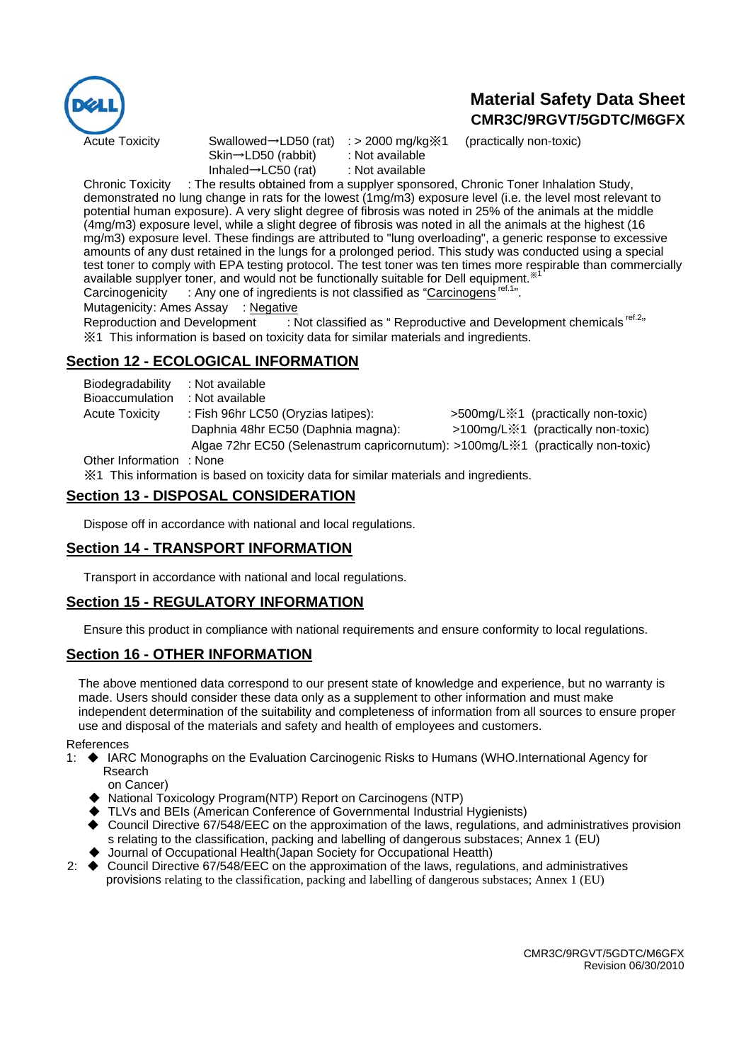Acute Toxicity Swallowed→LD50 (rat) : > 2000 mg/kg※1 (practically non-toxic)
Skin→LD50 (rabbit) : Not available
Inhaled→LC50 (rat) : Not available

Chronic Toxicity : The results obtained from a supplyer sponsored, Chronic Toner Inhalation Study, demonstrated no lung change in rats for the lowest (1mg/m3) exposure level (i.e. the level most relevant to potential human exposure). A very slight degree of fibrosis was noted in 25% of the animals at the middle (4mg/m3) exposure level, while a slight degree of fibrosis was noted in all the animals at the highest (16 mg/m3) exposure level. These findings are attributed to "lung overloading", a generic response to excessive amounts of any dust retained in the lungs for a prolonged period. This study was conducted using a special test toner to comply with EPA testing protocol. The test toner was ten times more respirable than commercially available supplyer toner, and would not be functionally suitable for Dell equipment.※1

Carcinogenicity : Any one of ingredients is not classified as "Carcinogens [ref.1]".

Mutagenicity: Ames Assay : Negative

Reproduction and Development : Not classified as " Reproductive and Development chemicals [ref.2]"

※1 This information is based on toxicity data for similar materials and ingredients.

## Section 12 - ECOLOGICAL INFORMATION

Biodegradability : Not available
Bioaccumulation : Not available

| | | | |
|---|---|---|---|
| Acute Toxicity | : Fish 96hr LC50 (Oryzias latipes): | >500mg/L※1 | (practically non-toxic) |
| | Daphnia 48hr EC50 (Daphnia magna): | >100mg/L※1 | (practically non-toxic) |
| | Algae 72hr EC50 (Selenastrum capricornutum): | >100mg/L※1 | (practically non-toxic) |

Other Information : None

※1 This information is based on toxicity data for similar materials and ingredients.

## Section 13 - DISPOSAL CONSIDERATION

Dispose off in accordance with national and local regulations.

## Section 14 - TRANSPORT INFORMATION

Transport in accordance with national and local regulations.

## Section 15 - REGULATORY INFORMATION

Ensure this product in compliance with national requirements and ensure conformity to local regulations.

## Section 16 - OTHER INFORMATION

The above mentioned data correspond to our present state of knowledge and experience, but no warranty is made. Users should consider these data only as a supplement to other information and must make independent determination of the suitability and completeness of information from all sources to ensure proper use and disposal of the materials and safety and health of employees and customers.

References

1: ◆ IARC Monographs on the Evaluation Carcinogenic Risks to Humans (WHO.International Agency for Rsearch on Cancer)
◆ National Toxicology Program(NTP) Report on Carcinogens (NTP)
◆ TLVs and BEIs (American Conference of Governmental Industrial Hygienists)
◆ Council Directive 67/548/EEC on the approximation of the laws, regulations, and administratives provisions relating to the classification, packing and labelling of dangerous substaces; Annex 1 (EU)
◆ Journal of Occupational Health(Japan Society for Occupational Heatth)

2: ◆ Council Directive 67/548/EEC on the approximation of the laws, regulations, and administratives provisions relating to the classification, packing and labelling of dangerous substaces; Annex 1 (EU)

CMR3C/9RGVT/5GDTC/M6GFX
Revision 06/30/2010